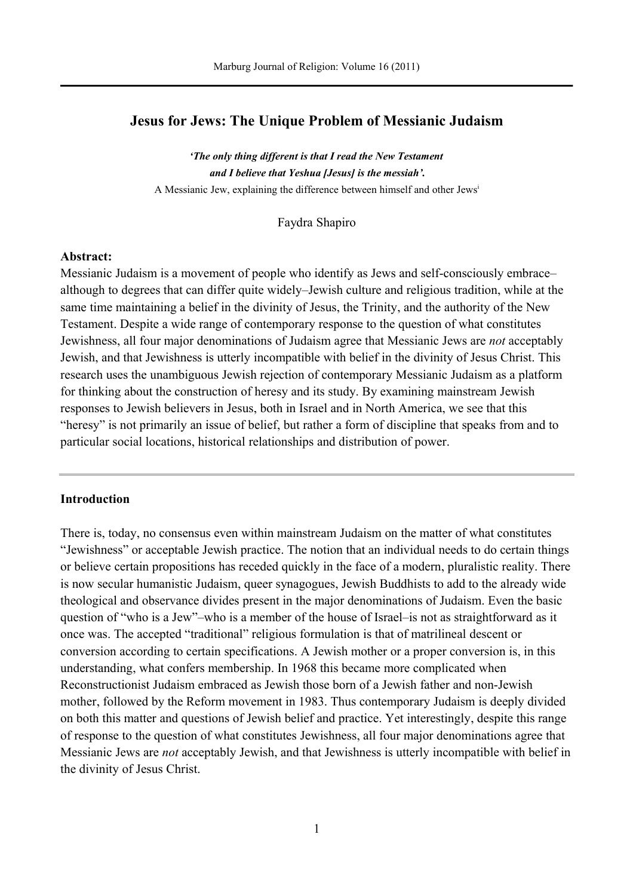# Jesus for Jews: The Unique Problem of Messianic Judaism

***'The only thing different is that I read the New Testament and I believe that Yeshua [Jesus] is the messiah'.***

A Messianic Jew, explaining the difference between himself and other Jews[i]

Faydra Shapiro

**Abstract:**

Messianic Judaism is a movement of people who identify as Jews and self-consciously embrace–although to degrees that can differ quite widely–Jewish culture and religious tradition, while at the same time maintaining a belief in the divinity of Jesus, the Trinity, and the authority of the New Testament. Despite a wide range of contemporary response to the question of what constitutes Jewishness, all four major denominations of Judaism agree that Messianic Jews are *not* acceptably Jewish, and that Jewishness is utterly incompatible with belief in the divinity of Jesus Christ. This research uses the unambiguous Jewish rejection of contemporary Messianic Judaism as a platform for thinking about the construction of heresy and its study. By examining mainstream Jewish responses to Jewish believers in Jesus, both in Israel and in North America, we see that this "heresy" is not primarily an issue of belief, but rather a form of discipline that speaks from and to particular social locations, historical relationships and distribution of power.

---

## Introduction

There is, today, no consensus even within mainstream Judaism on the matter of what constitutes "Jewishness" or acceptable Jewish practice. The notion that an individual needs to do certain things or believe certain propositions has receded quickly in the face of a modern, pluralistic reality. There is now secular humanistic Judaism, queer synagogues, Jewish Buddhists to add to the already wide theological and observance divides present in the major denominations of Judaism. Even the basic question of "who is a Jew"–who is a member of the house of Israel–is not as straightforward as it once was. The accepted "traditional" religious formulation is that of matrilineal descent or conversion according to certain specifications. A Jewish mother or a proper conversion is, in this understanding, what confers membership. In 1968 this became more complicated when Reconstructionist Judaism embraced as Jewish those born of a Jewish father and non-Jewish mother, followed by the Reform movement in 1983. Thus contemporary Judaism is deeply divided on both this matter and questions of Jewish belief and practice. Yet interestingly, despite this range of response to the question of what constitutes Jewishness, all four major denominations agree that Messianic Jews are *not* acceptably Jewish, and that Jewishness is utterly incompatible with belief in the divinity of Jesus Christ.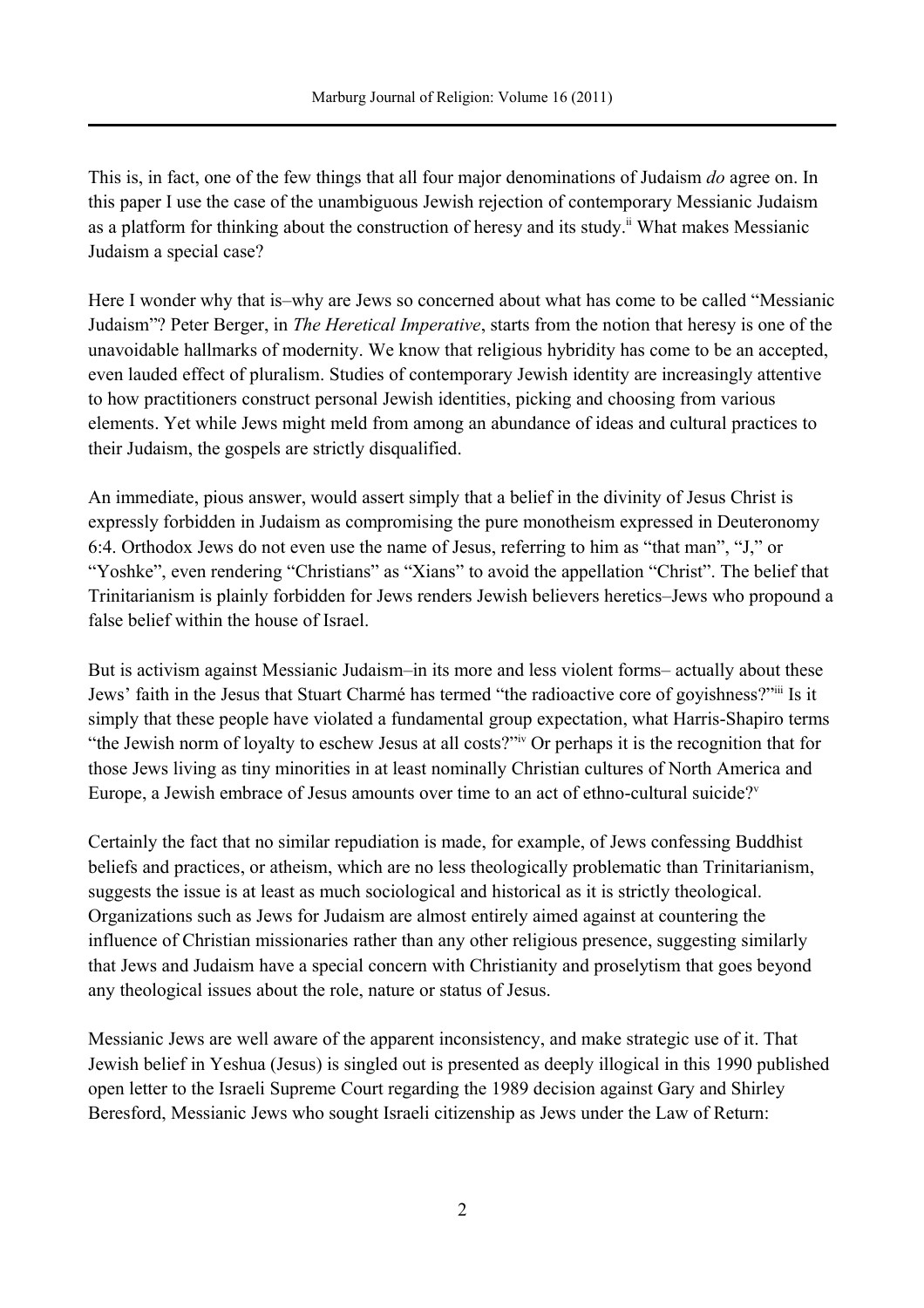This is, in fact, one of the few things that all four major denominations of Judaism *do* agree on. In this paper I use the case of the unambiguous Jewish rejection of contemporary Messianic Judaism as a platform for thinking about the construction of heresy and its study.[ii] What makes Messianic Judaism a special case?

Here I wonder why that is–why are Jews so concerned about what has come to be called "Messianic Judaism"? Peter Berger, in *The Heretical Imperative*, starts from the notion that heresy is one of the unavoidable hallmarks of modernity. We know that religious hybridity has come to be an accepted, even lauded effect of pluralism. Studies of contemporary Jewish identity are increasingly attentive to how practitioners construct personal Jewish identities, picking and choosing from various elements. Yet while Jews might meld from among an abundance of ideas and cultural practices to their Judaism, the gospels are strictly disqualified.

An immediate, pious answer, would assert simply that a belief in the divinity of Jesus Christ is expressly forbidden in Judaism as compromising the pure monotheism expressed in Deuteronomy 6:4. Orthodox Jews do not even use the name of Jesus, referring to him as "that man", "J," or "Yoshke", even rendering "Christians" as "Xians" to avoid the appellation "Christ". The belief that Trinitarianism is plainly forbidden for Jews renders Jewish believers heretics–Jews who propound a false belief within the house of Israel.

But is activism against Messianic Judaism–in its more and less violent forms– actually about these Jews' faith in the Jesus that Stuart Charmé has termed "the radioactive core of goyishness?"[iii] Is it simply that these people have violated a fundamental group expectation, what Harris-Shapiro terms "the Jewish norm of loyalty to eschew Jesus at all costs?"[iv] Or perhaps it is the recognition that for those Jews living as tiny minorities in at least nominally Christian cultures of North America and Europe, a Jewish embrace of Jesus amounts over time to an act of ethno-cultural suicide?[v]

Certainly the fact that no similar repudiation is made, for example, of Jews confessing Buddhist beliefs and practices, or atheism, which are no less theologically problematic than Trinitarianism, suggests the issue is at least as much sociological and historical as it is strictly theological. Organizations such as Jews for Judaism are almost entirely aimed against at countering the influence of Christian missionaries rather than any other religious presence, suggesting similarly that Jews and Judaism have a special concern with Christianity and proselytism that goes beyond any theological issues about the role, nature or status of Jesus.

Messianic Jews are well aware of the apparent inconsistency, and make strategic use of it. That Jewish belief in Yeshua (Jesus) is singled out is presented as deeply illogical in this 1990 published open letter to the Israeli Supreme Court regarding the 1989 decision against Gary and Shirley Beresford, Messianic Jews who sought Israeli citizenship as Jews under the Law of Return: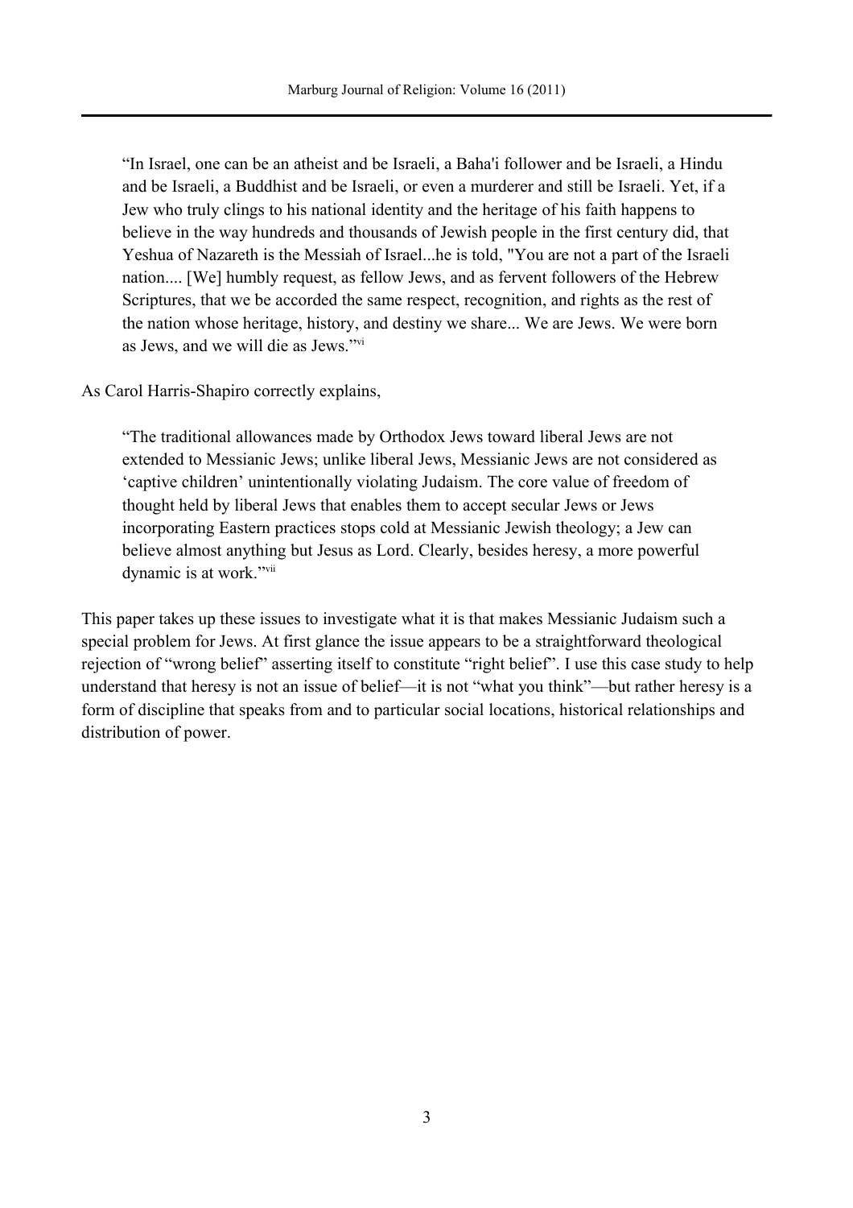> "In Israel, one can be an atheist and be Israeli, a Baha'i follower and be Israeli, a Hindu and be Israeli, a Buddhist and be Israeli, or even a murderer and still be Israeli. Yet, if a Jew who truly clings to his national identity and the heritage of his faith happens to believe in the way hundreds and thousands of Jewish people in the first century did, that Yeshua of Nazareth is the Messiah of Israel...he is told, "You are not a part of the Israeli nation.... [We] humbly request, as fellow Jews, and as fervent followers of the Hebrew Scriptures, that we be accorded the same respect, recognition, and rights as the rest of the nation whose heritage, history, and destiny we share... We are Jews. We were born as Jews, and we will die as Jews."[vi]

As Carol Harris-Shapiro correctly explains,

> "The traditional allowances made by Orthodox Jews toward liberal Jews are not extended to Messianic Jews; unlike liberal Jews, Messianic Jews are not considered as 'captive children' unintentionally violating Judaism. The core value of freedom of thought held by liberal Jews that enables them to accept secular Jews or Jews incorporating Eastern practices stops cold at Messianic Jewish theology; a Jew can believe almost anything but Jesus as Lord. Clearly, besides heresy, a more powerful dynamic is at work."[vii]

This paper takes up these issues to investigate what it is that makes Messianic Judaism such a special problem for Jews. At first glance the issue appears to be a straightforward theological rejection of "wrong belief" asserting itself to constitute "right belief". I use this case study to help understand that heresy is not an issue of belief—it is not "what you think"—but rather heresy is a form of discipline that speaks from and to particular social locations, historical relationships and distribution of power.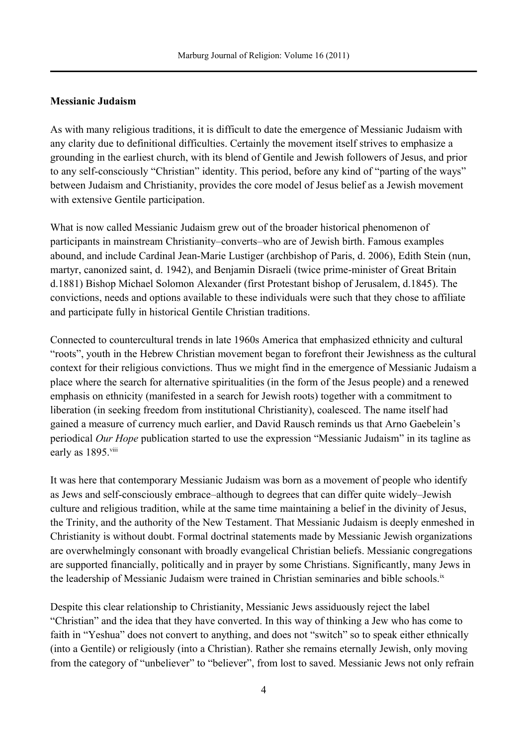**Messianic Judaism**

As with many religious traditions, it is difficult to date the emergence of Messianic Judaism with any clarity due to definitional difficulties. Certainly the movement itself strives to emphasize a grounding in the earliest church, with its blend of Gentile and Jewish followers of Jesus, and prior to any self-consciously "Christian" identity. This period, before any kind of "parting of the ways" between Judaism and Christianity, provides the core model of Jesus belief as a Jewish movement with extensive Gentile participation.

What is now called Messianic Judaism grew out of the broader historical phenomenon of participants in mainstream Christianity–converts–who are of Jewish birth. Famous examples abound, and include Cardinal Jean-Marie Lustiger (archbishop of Paris, d. 2006), Edith Stein (nun, martyr, canonized saint, d. 1942), and Benjamin Disraeli (twice prime-minister of Great Britain d.1881) Bishop Michael Solomon Alexander (first Protestant bishop of Jerusalem, d.1845). The convictions, needs and options available to these individuals were such that they chose to affiliate and participate fully in historical Gentile Christian traditions.

Connected to countercultural trends in late 1960s America that emphasized ethnicity and cultural "roots", youth in the Hebrew Christian movement began to forefront their Jewishness as the cultural context for their religious convictions. Thus we might find in the emergence of Messianic Judaism a place where the search for alternative spiritualities (in the form of the Jesus people) and a renewed emphasis on ethnicity (manifested in a search for Jewish roots) together with a commitment to liberation (in seeking freedom from institutional Christianity), coalesced. The name itself had gained a measure of currency much earlier, and David Rausch reminds us that Arno Gaebelein's periodical *Our Hope* publication started to use the expression "Messianic Judaism" in its tagline as early as 1895.[viii]

It was here that contemporary Messianic Judaism was born as a movement of people who identify as Jews and self-consciously embrace–although to degrees that can differ quite widely–Jewish culture and religious tradition, while at the same time maintaining a belief in the divinity of Jesus, the Trinity, and the authority of the New Testament. That Messianic Judaism is deeply enmeshed in Christianity is without doubt. Formal doctrinal statements made by Messianic Jewish organizations are overwhelmingly consonant with broadly evangelical Christian beliefs. Messianic congregations are supported financially, politically and in prayer by some Christians. Significantly, many Jews in the leadership of Messianic Judaism were trained in Christian seminaries and bible schools.[ix]

Despite this clear relationship to Christianity, Messianic Jews assiduously reject the label "Christian" and the idea that they have converted. In this way of thinking a Jew who has come to faith in "Yeshua" does not convert to anything, and does not "switch" so to speak either ethnically (into a Gentile) or religiously (into a Christian). Rather she remains eternally Jewish, only moving from the category of "unbeliever" to "believer", from lost to saved. Messianic Jews not only refrain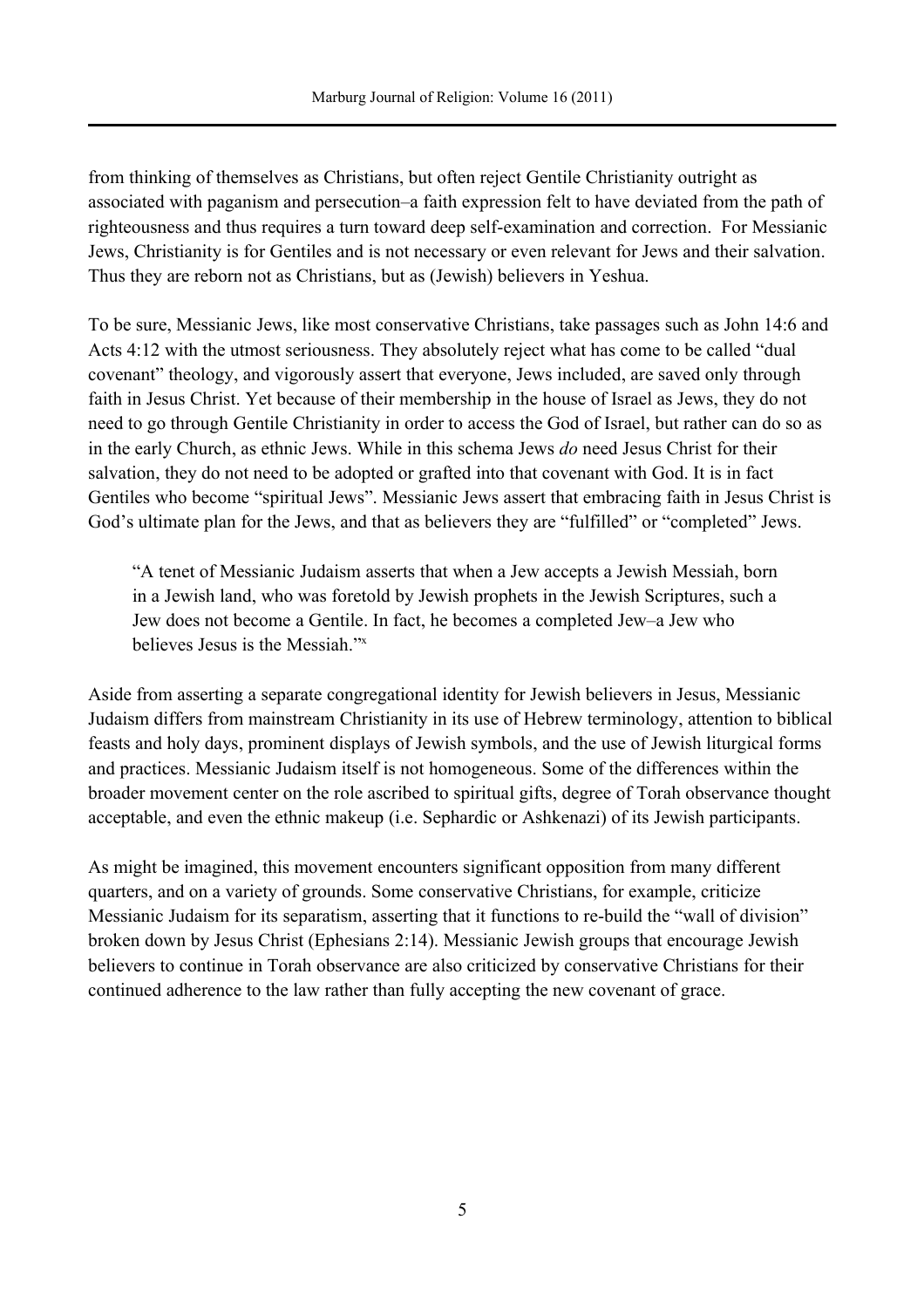from thinking of themselves as Christians, but often reject Gentile Christianity outright as associated with paganism and persecution–a faith expression felt to have deviated from the path of righteousness and thus requires a turn toward deep self-examination and correction. For Messianic Jews, Christianity is for Gentiles and is not necessary or even relevant for Jews and their salvation. Thus they are reborn not as Christians, but as (Jewish) believers in Yeshua.

To be sure, Messianic Jews, like most conservative Christians, take passages such as John 14:6 and Acts 4:12 with the utmost seriousness. They absolutely reject what has come to be called "dual covenant" theology, and vigorously assert that everyone, Jews included, are saved only through faith in Jesus Christ. Yet because of their membership in the house of Israel as Jews, they do not need to go through Gentile Christianity in order to access the God of Israel, but rather can do so as in the early Church, as ethnic Jews. While in this schema Jews *do* need Jesus Christ for their salvation, they do not need to be adopted or grafted into that covenant with God. It is in fact Gentiles who become "spiritual Jews". Messianic Jews assert that embracing faith in Jesus Christ is God's ultimate plan for the Jews, and that as believers they are "fulfilled" or "completed" Jews.

> "A tenet of Messianic Judaism asserts that when a Jew accepts a Jewish Messiah, born in a Jewish land, who was foretold by Jewish prophets in the Jewish Scriptures, such a Jew does not become a Gentile. In fact, he becomes a completed Jew–a Jew who believes Jesus is the Messiah."[x]

Aside from asserting a separate congregational identity for Jewish believers in Jesus, Messianic Judaism differs from mainstream Christianity in its use of Hebrew terminology, attention to biblical feasts and holy days, prominent displays of Jewish symbols, and the use of Jewish liturgical forms and practices. Messianic Judaism itself is not homogeneous. Some of the differences within the broader movement center on the role ascribed to spiritual gifts, degree of Torah observance thought acceptable, and even the ethnic makeup (i.e. Sephardic or Ashkenazi) of its Jewish participants.

As might be imagined, this movement encounters significant opposition from many different quarters, and on a variety of grounds. Some conservative Christians, for example, criticize Messianic Judaism for its separatism, asserting that it functions to re-build the "wall of division" broken down by Jesus Christ (Ephesians 2:14). Messianic Jewish groups that encourage Jewish believers to continue in Torah observance are also criticized by conservative Christians for their continued adherence to the law rather than fully accepting the new covenant of grace.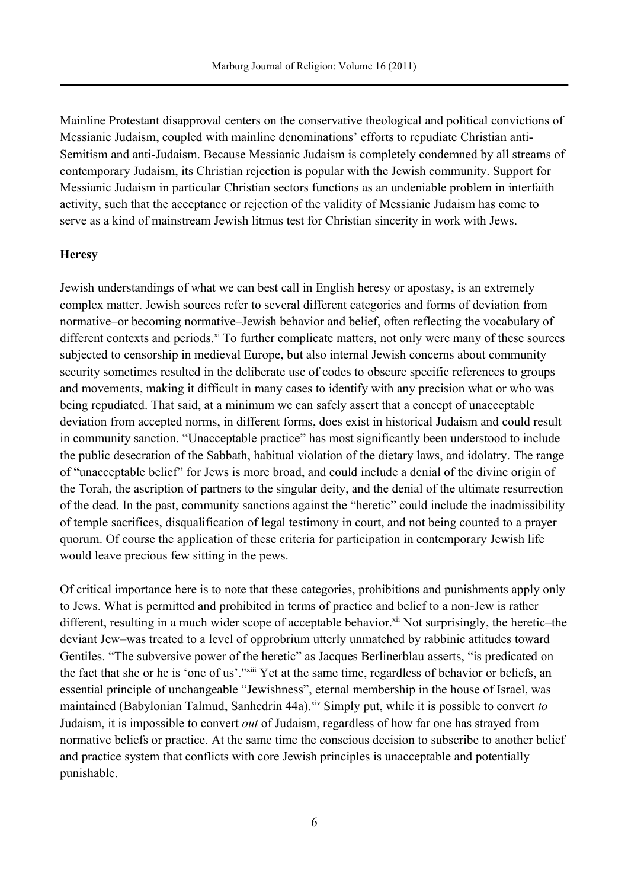Mainline Protestant disapproval centers on the conservative theological and political convictions of Messianic Judaism, coupled with mainline denominations' efforts to repudiate Christian anti-Semitism and anti-Judaism. Because Messianic Judaism is completely condemned by all streams of contemporary Judaism, its Christian rejection is popular with the Jewish community. Support for Messianic Judaism in particular Christian sectors functions as an undeniable problem in interfaith activity, such that the acceptance or rejection of the validity of Messianic Judaism has come to serve as a kind of mainstream Jewish litmus test for Christian sincerity in work with Jews.

## Heresy

Jewish understandings of what we can best call in English heresy or apostasy, is an extremely complex matter. Jewish sources refer to several different categories and forms of deviation from normative–or becoming normative–Jewish behavior and belief, often reflecting the vocabulary of different contexts and periods.[xi] To further complicate matters, not only were many of these sources subjected to censorship in medieval Europe, but also internal Jewish concerns about community security sometimes resulted in the deliberate use of codes to obscure specific references to groups and movements, making it difficult in many cases to identify with any precision what or who was being repudiated. That said, at a minimum we can safely assert that a concept of unacceptable deviation from accepted norms, in different forms, does exist in historical Judaism and could result in community sanction. "Unacceptable practice" has most significantly been understood to include the public desecration of the Sabbath, habitual violation of the dietary laws, and idolatry. The range of "unacceptable belief" for Jews is more broad, and could include a denial of the divine origin of the Torah, the ascription of partners to the singular deity, and the denial of the ultimate resurrection of the dead. In the past, community sanctions against the "heretic" could include the inadmissibility of temple sacrifices, disqualification of legal testimony in court, and not being counted to a prayer quorum. Of course the application of these criteria for participation in contemporary Jewish life would leave precious few sitting in the pews.

Of critical importance here is to note that these categories, prohibitions and punishments apply only to Jews. What is permitted and prohibited in terms of practice and belief to a non-Jew is rather different, resulting in a much wider scope of acceptable behavior.[xii] Not surprisingly, the heretic–the deviant Jew–was treated to a level of opprobrium utterly unmatched by rabbinic attitudes toward Gentiles. "The subversive power of the heretic" as Jacques Berlinerblau asserts, "is predicated on the fact that she or he is 'one of us'."[xiii] Yet at the same time, regardless of behavior or beliefs, an essential principle of unchangeable "Jewishness", eternal membership in the house of Israel, was maintained (Babylonian Talmud, Sanhedrin 44a).[xiv] Simply put, while it is possible to convert *to* Judaism, it is impossible to convert *out* of Judaism, regardless of how far one has strayed from normative beliefs or practice. At the same time the conscious decision to subscribe to another belief and practice system that conflicts with core Jewish principles is unacceptable and potentially punishable.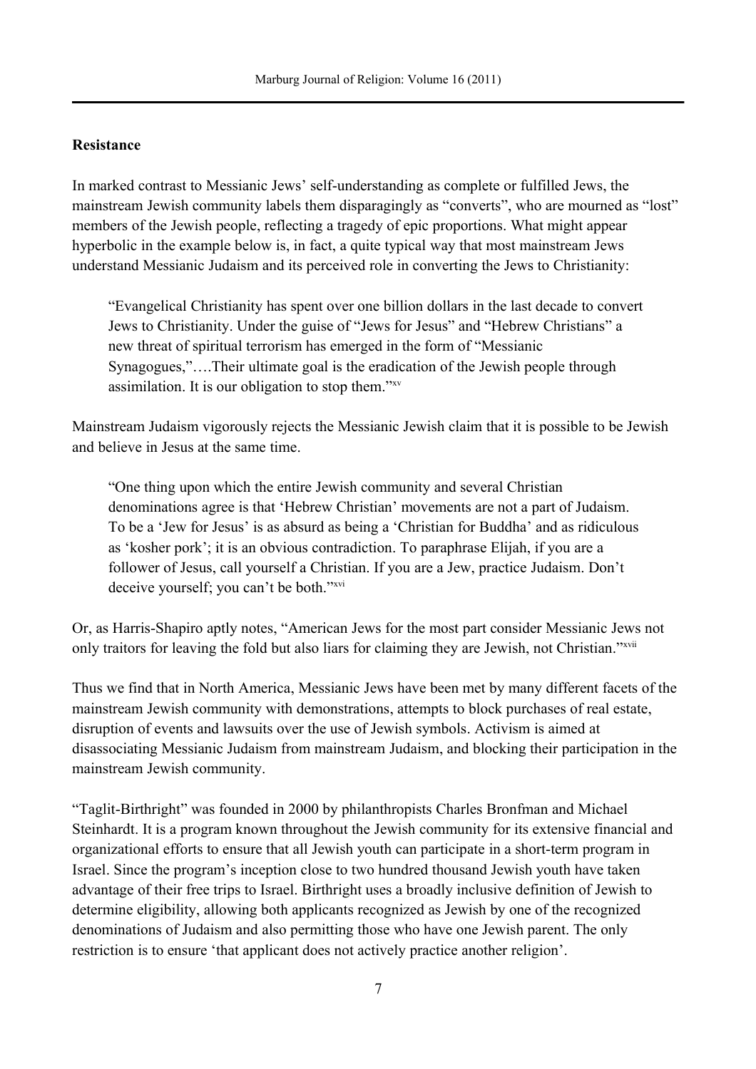### Resistance

In marked contrast to Messianic Jews' self-understanding as complete or fulfilled Jews, the mainstream Jewish community labels them disparagingly as "converts", who are mourned as "lost" members of the Jewish people, reflecting a tragedy of epic proportions. What might appear hyperbolic in the example below is, in fact, a quite typical way that most mainstream Jews understand Messianic Judaism and its perceived role in converting the Jews to Christianity:

> "Evangelical Christianity has spent over one billion dollars in the last decade to convert Jews to Christianity. Under the guise of "Jews for Jesus" and "Hebrew Christians" a new threat of spiritual terrorism has emerged in the form of "Messianic Synagogues,"….Their ultimate goal is the eradication of the Jewish people through assimilation. It is our obligation to stop them."[xv]

Mainstream Judaism vigorously rejects the Messianic Jewish claim that it is possible to be Jewish and believe in Jesus at the same time.

> "One thing upon which the entire Jewish community and several Christian denominations agree is that 'Hebrew Christian' movements are not a part of Judaism. To be a 'Jew for Jesus' is as absurd as being a 'Christian for Buddha' and as ridiculous as 'kosher pork'; it is an obvious contradiction. To paraphrase Elijah, if you are a follower of Jesus, call yourself a Christian. If you are a Jew, practice Judaism. Don't deceive yourself; you can't be both."[xvi]

Or, as Harris-Shapiro aptly notes, "American Jews for the most part consider Messianic Jews not only traitors for leaving the fold but also liars for claiming they are Jewish, not Christian."[xvii]

Thus we find that in North America, Messianic Jews have been met by many different facets of the mainstream Jewish community with demonstrations, attempts to block purchases of real estate, disruption of events and lawsuits over the use of Jewish symbols. Activism is aimed at disassociating Messianic Judaism from mainstream Judaism, and blocking their participation in the mainstream Jewish community.

"Taglit-Birthright" was founded in 2000 by philanthropists Charles Bronfman and Michael Steinhardt. It is a program known throughout the Jewish community for its extensive financial and organizational efforts to ensure that all Jewish youth can participate in a short-term program in Israel. Since the program's inception close to two hundred thousand Jewish youth have taken advantage of their free trips to Israel. Birthright uses a broadly inclusive definition of Jewish to determine eligibility, allowing both applicants recognized as Jewish by one of the recognized denominations of Judaism and also permitting those who have one Jewish parent. The only restriction is to ensure 'that applicant does not actively practice another religion'.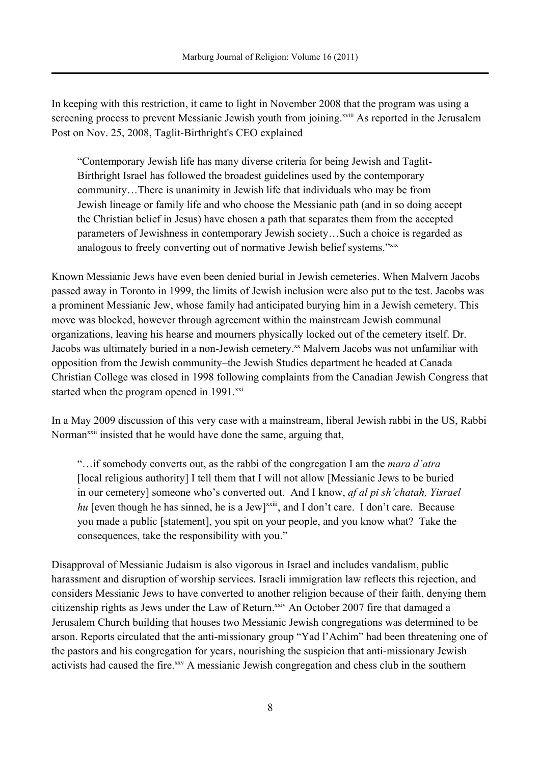In keeping with this restriction, it came to light in November 2008 that the program was using a screening process to prevent Messianic Jewish youth from joining.[xviii] As reported in the Jerusalem Post on Nov. 25, 2008, Taglit-Birthright's CEO explained

> "Contemporary Jewish life has many diverse criteria for being Jewish and Taglit-Birthright Israel has followed the broadest guidelines used by the contemporary community…There is unanimity in Jewish life that individuals who may be from Jewish lineage or family life and who choose the Messianic path (and in so doing accept the Christian belief in Jesus) have chosen a path that separates them from the accepted parameters of Jewishness in contemporary Jewish society…Such a choice is regarded as analogous to freely converting out of normative Jewish belief systems."[xix]

Known Messianic Jews have even been denied burial in Jewish cemeteries. When Malvern Jacobs passed away in Toronto in 1999, the limits of Jewish inclusion were also put to the test. Jacobs was a prominent Messianic Jew, whose family had anticipated burying him in a Jewish cemetery. This move was blocked, however through agreement within the mainstream Jewish communal organizations, leaving his hearse and mourners physically locked out of the cemetery itself. Dr. Jacobs was ultimately buried in a non-Jewish cemetery.[xx] Malvern Jacobs was not unfamiliar with opposition from the Jewish community–the Jewish Studies department he headed at Canada Christian College was closed in 1998 following complaints from the Canadian Jewish Congress that started when the program opened in 1991.[xxi]

In a May 2009 discussion of this very case with a mainstream, liberal Jewish rabbi in the US, Rabbi Norman[xxii] insisted that he would have done the same, arguing that,

> "…if somebody converts out, as the rabbi of the congregation I am the *mara d'atra* [local religious authority] I tell them that I will not allow [Messianic Jews to be buried in our cemetery] someone who's converted out. And I know, *af al pi sh'chatah, Yisrael hu* [even though he has sinned, he is a Jew][xxiii], and I don't care. I don't care. Because you made a public [statement], you spit on your people, and you know what? Take the consequences, take the responsibility with you."

Disapproval of Messianic Judaism is also vigorous in Israel and includes vandalism, public harassment and disruption of worship services. Israeli immigration law reflects this rejection, and considers Messianic Jews to have converted to another religion because of their faith, denying them citizenship rights as Jews under the Law of Return.[xxiv] An October 2007 fire that damaged a Jerusalem Church building that houses two Messianic Jewish congregations was determined to be arson. Reports circulated that the anti-missionary group "Yad l'Achim" had been threatening one of the pastors and his congregation for years, nourishing the suspicion that anti-missionary Jewish activists had caused the fire.[xxv] A messianic Jewish congregation and chess club in the southern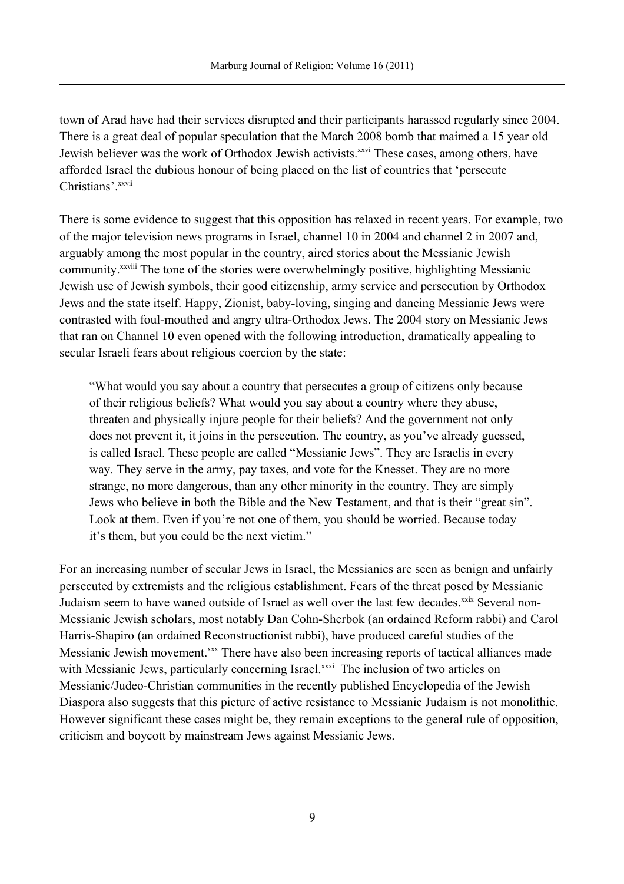town of Arad have had their services disrupted and their participants harassed regularly since 2004. There is a great deal of popular speculation that the March 2008 bomb that maimed a 15 year old Jewish believer was the work of Orthodox Jewish activists.[xxvi] These cases, among others, have afforded Israel the dubious honour of being placed on the list of countries that 'persecute Christians'.[xxvii]

There is some evidence to suggest that this opposition has relaxed in recent years. For example, two of the major television news programs in Israel, channel 10 in 2004 and channel 2 in 2007 and, arguably among the most popular in the country, aired stories about the Messianic Jewish community.[xxviii] The tone of the stories were overwhelmingly positive, highlighting Messianic Jewish use of Jewish symbols, their good citizenship, army service and persecution by Orthodox Jews and the state itself. Happy, Zionist, baby-loving, singing and dancing Messianic Jews were contrasted with foul-mouthed and angry ultra-Orthodox Jews. The 2004 story on Messianic Jews that ran on Channel 10 even opened with the following introduction, dramatically appealing to secular Israeli fears about religious coercion by the state:

> "What would you say about a country that persecutes a group of citizens only because of their religious beliefs? What would you say about a country where they abuse, threaten and physically injure people for their beliefs? And the government not only does not prevent it, it joins in the persecution. The country, as you've already guessed, is called Israel. These people are called "Messianic Jews". They are Israelis in every way. They serve in the army, pay taxes, and vote for the Knesset. They are no more strange, no more dangerous, than any other minority in the country. They are simply Jews who believe in both the Bible and the New Testament, and that is their "great sin". Look at them. Even if you're not one of them, you should be worried. Because today it's them, but you could be the next victim."

For an increasing number of secular Jews in Israel, the Messianics are seen as benign and unfairly persecuted by extremists and the religious establishment. Fears of the threat posed by Messianic Judaism seem to have waned outside of Israel as well over the last few decades.[xxix] Several non-Messianic Jewish scholars, most notably Dan Cohn-Sherbok (an ordained Reform rabbi) and Carol Harris-Shapiro (an ordained Reconstructionist rabbi), have produced careful studies of the Messianic Jewish movement.[xxx] There have also been increasing reports of tactical alliances made with Messianic Jews, particularly concerning Israel.[xxxi] The inclusion of two articles on Messianic/Judeo-Christian communities in the recently published Encyclopedia of the Jewish Diaspora also suggests that this picture of active resistance to Messianic Judaism is not monolithic. However significant these cases might be, they remain exceptions to the general rule of opposition, criticism and boycott by mainstream Jews against Messianic Jews.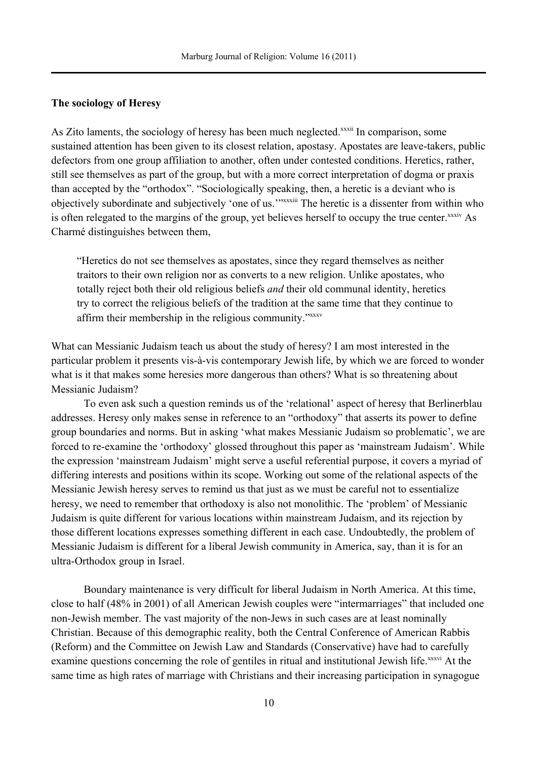**The sociology of Heresy**

As Zito laments, the sociology of heresy has been much neglected.[xxxii] In comparison, some sustained attention has been given to its closest relation, apostasy. Apostates are leave-takers, public defectors from one group affiliation to another, often under contested conditions. Heretics, rather, still see themselves as part of the group, but with a more correct interpretation of dogma or praxis than accepted by the "orthodox". "Sociologically speaking, then, a heretic is a deviant who is objectively subordinate and subjectively 'one of us.'"[xxxiii] The heretic is a dissenter from within who is often relegated to the margins of the group, yet believes herself to occupy the true center.[xxxiv] As Charmé distinguishes between them,

> "Heretics do not see themselves as apostates, since they regard themselves as neither traitors to their own religion nor as converts to a new religion. Unlike apostates, who totally reject both their old religious beliefs *and* their old communal identity, heretics try to correct the religious beliefs of the tradition at the same time that they continue to affirm their membership in the religious community."[xxxv]

What can Messianic Judaism teach us about the study of heresy? I am most interested in the particular problem it presents vis-à-vis contemporary Jewish life, by which we are forced to wonder what is it that makes some heresies more dangerous than others? What is so threatening about Messianic Judaism?

To even ask such a question reminds us of the 'relational' aspect of heresy that Berlinerblau addresses. Heresy only makes sense in reference to an "orthodoxy" that asserts its power to define group boundaries and norms. But in asking 'what makes Messianic Judaism so problematic', we are forced to re-examine the 'orthodoxy' glossed throughout this paper as 'mainstream Judaism'. While the expression 'mainstream Judaism' might serve a useful referential purpose, it covers a myriad of differing interests and positions within its scope. Working out some of the relational aspects of the Messianic Jewish heresy serves to remind us that just as we must be careful not to essentialize heresy, we need to remember that orthodoxy is also not monolithic. The 'problem' of Messianic Judaism is quite different for various locations within mainstream Judaism, and its rejection by those different locations expresses something different in each case. Undoubtedly, the problem of Messianic Judaism is different for a liberal Jewish community in America, say, than it is for an ultra-Orthodox group in Israel.

Boundary maintenance is very difficult for liberal Judaism in North America. At this time, close to half (48% in 2001) of all American Jewish couples were "intermarriages" that included one non-Jewish member. The vast majority of the non-Jews in such cases are at least nominally Christian. Because of this demographic reality, both the Central Conference of American Rabbis (Reform) and the Committee on Jewish Law and Standards (Conservative) have had to carefully examine questions concerning the role of gentiles in ritual and institutional Jewish life.[xxxvi] At the same time as high rates of marriage with Christians and their increasing participation in synagogue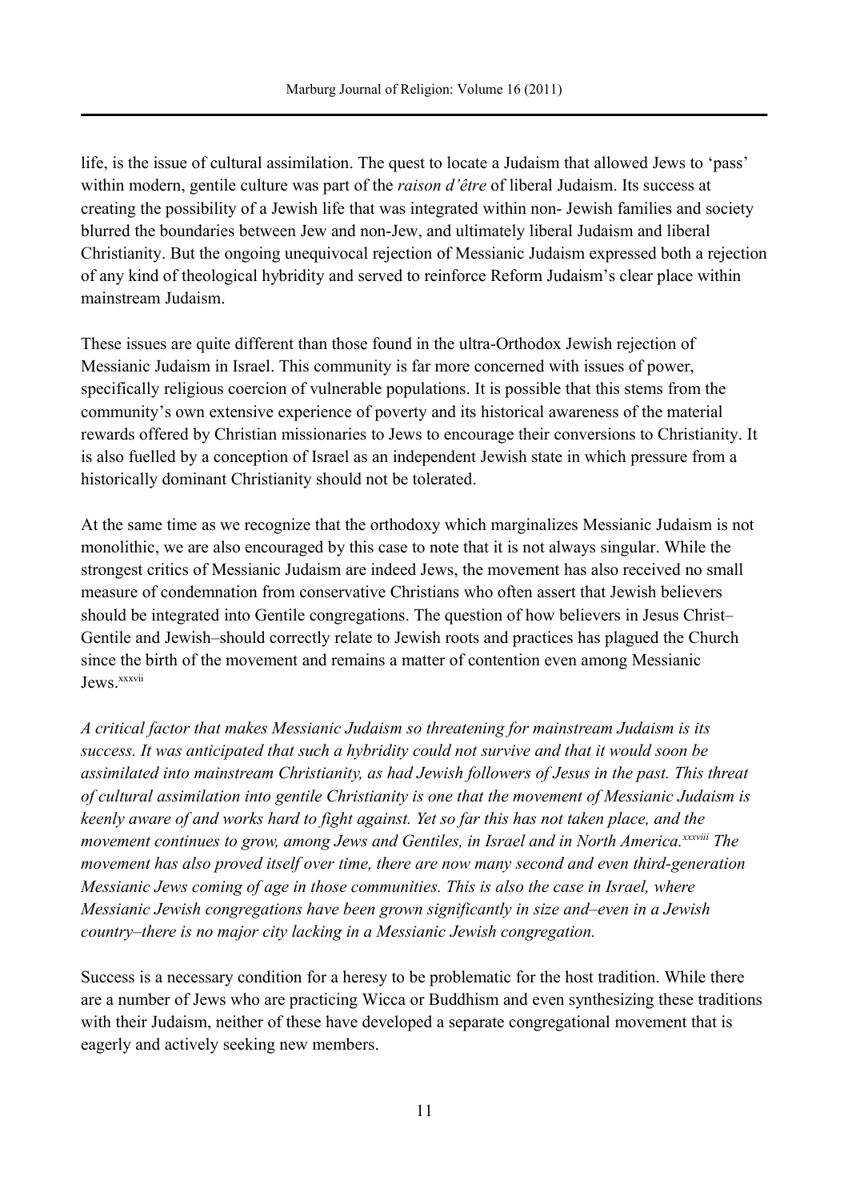life, is the issue of cultural assimilation. The quest to locate a Judaism that allowed Jews to 'pass' within modern, gentile culture was part of the *raison d'être* of liberal Judaism. Its success at creating the possibility of a Jewish life that was integrated within non- Jewish families and society blurred the boundaries between Jew and non-Jew, and ultimately liberal Judaism and liberal Christianity. But the ongoing unequivocal rejection of Messianic Judaism expressed both a rejection of any kind of theological hybridity and served to reinforce Reform Judaism's clear place within mainstream Judaism.

These issues are quite different than those found in the ultra-Orthodox Jewish rejection of Messianic Judaism in Israel. This community is far more concerned with issues of power, specifically religious coercion of vulnerable populations. It is possible that this stems from the community's own extensive experience of poverty and its historical awareness of the material rewards offered by Christian missionaries to Jews to encourage their conversions to Christianity. It is also fuelled by a conception of Israel as an independent Jewish state in which pressure from a historically dominant Christianity should not be tolerated.

At the same time as we recognize that the orthodoxy which marginalizes Messianic Judaism is not monolithic, we are also encouraged by this case to note that it is not always singular. While the strongest critics of Messianic Judaism are indeed Jews, the movement has also received no small measure of condemnation from conservative Christians who often assert that Jewish believers should be integrated into Gentile congregations. The question of how believers in Jesus Christ–Gentile and Jewish–should correctly relate to Jewish roots and practices has plagued the Church since the birth of the movement and remains a matter of contention even among Messianic Jews.[xxxvii]

*A critical factor that makes Messianic Judaism so threatening for mainstream Judaism is its success. It was anticipated that such a hybridity could not survive and that it would soon be assimilated into mainstream Christianity, as had Jewish followers of Jesus in the past. This threat of cultural assimilation into gentile Christianity is one that the movement of Messianic Judaism is keenly aware of and works hard to fight against. Yet so far this has not taken place, and the movement continues to grow, among Jews and Gentiles, in Israel and in North America.[xxxviii] The movement has also proved itself over time, there are now many second and even third-generation Messianic Jews coming of age in those communities. This is also the case in Israel, where Messianic Jewish congregations have been grown significantly in size and–even in a Jewish country–there is no major city lacking in a Messianic Jewish congregation.*

Success is a necessary condition for a heresy to be problematic for the host tradition. While there are a number of Jews who are practicing Wicca or Buddhism and even synthesizing these traditions with their Judaism, neither of these have developed a separate congregational movement that is eagerly and actively seeking new members.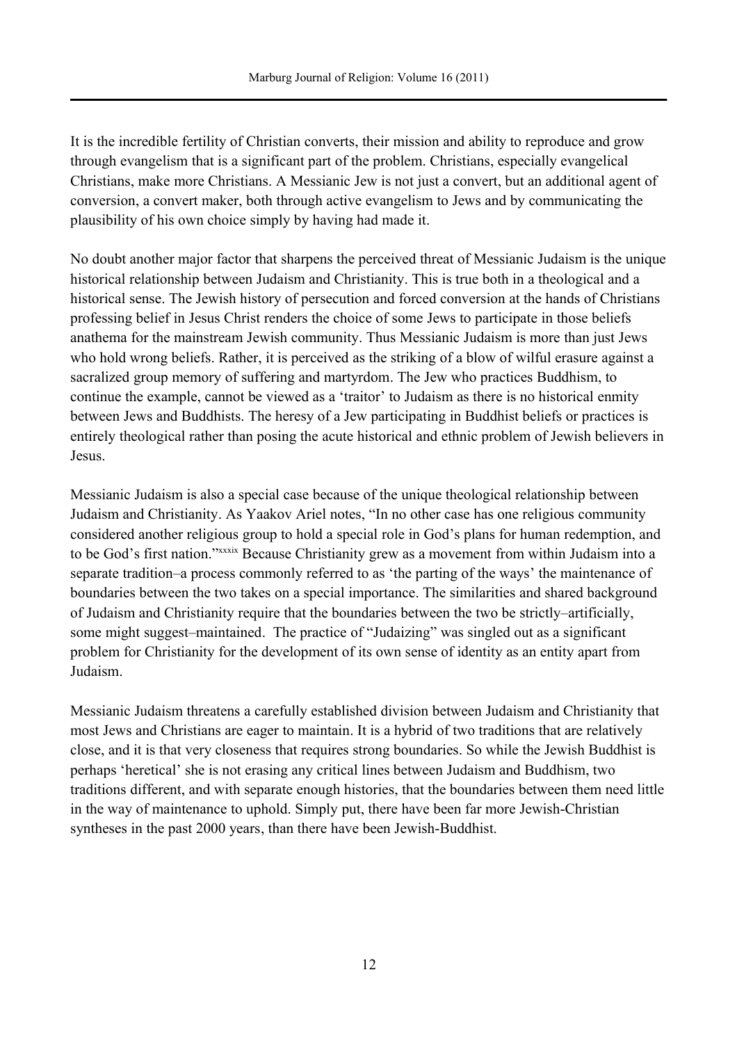It is the incredible fertility of Christian converts, their mission and ability to reproduce and grow through evangelism that is a significant part of the problem. Christians, especially evangelical Christians, make more Christians. A Messianic Jew is not just a convert, but an additional agent of conversion, a convert maker, both through active evangelism to Jews and by communicating the plausibility of his own choice simply by having had made it.

No doubt another major factor that sharpens the perceived threat of Messianic Judaism is the unique historical relationship between Judaism and Christianity. This is true both in a theological and a historical sense. The Jewish history of persecution and forced conversion at the hands of Christians professing belief in Jesus Christ renders the choice of some Jews to participate in those beliefs anathema for the mainstream Jewish community. Thus Messianic Judaism is more than just Jews who hold wrong beliefs. Rather, it is perceived as the striking of a blow of wilful erasure against a sacralized group memory of suffering and martyrdom. The Jew who practices Buddhism, to continue the example, cannot be viewed as a 'traitor' to Judaism as there is no historical enmity between Jews and Buddhists. The heresy of a Jew participating in Buddhist beliefs or practices is entirely theological rather than posing the acute historical and ethnic problem of Jewish believers in Jesus.

Messianic Judaism is also a special case because of the unique theological relationship between Judaism and Christianity. As Yaakov Ariel notes, "In no other case has one religious community considered another religious group to hold a special role in God's plans for human redemption, and to be God's first nation."[xxxix] Because Christianity grew as a movement from within Judaism into a separate tradition–a process commonly referred to as 'the parting of the ways' the maintenance of boundaries between the two takes on a special importance. The similarities and shared background of Judaism and Christianity require that the boundaries between the two be strictly–artificially, some might suggest–maintained. The practice of "Judaizing" was singled out as a significant problem for Christianity for the development of its own sense of identity as an entity apart from Judaism.

Messianic Judaism threatens a carefully established division between Judaism and Christianity that most Jews and Christians are eager to maintain. It is a hybrid of two traditions that are relatively close, and it is that very closeness that requires strong boundaries. So while the Jewish Buddhist is perhaps 'heretical' she is not erasing any critical lines between Judaism and Buddhism, two traditions different, and with separate enough histories, that the boundaries between them need little in the way of maintenance to uphold. Simply put, there have been far more Jewish-Christian syntheses in the past 2000 years, than there have been Jewish-Buddhist.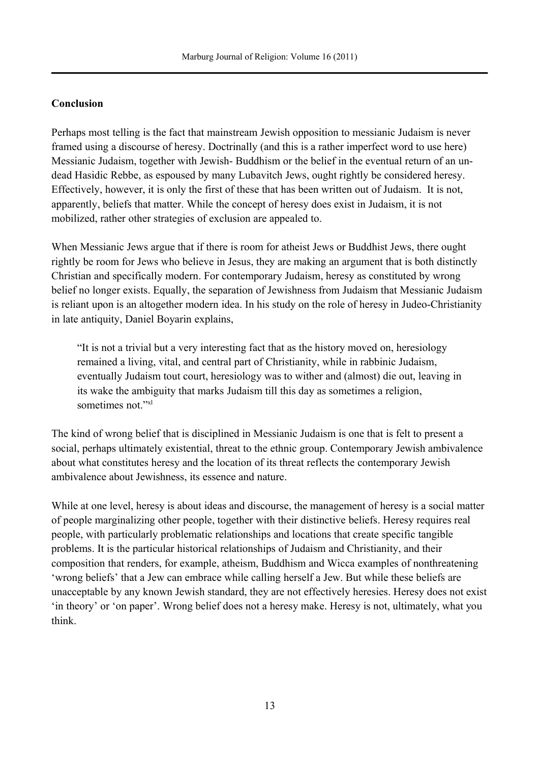**Conclusion**

Perhaps most telling is the fact that mainstream Jewish opposition to messianic Judaism is never framed using a discourse of heresy. Doctrinally (and this is a rather imperfect word to use here) Messianic Judaism, together with Jewish- Buddhism or the belief in the eventual return of an un-dead Hasidic Rebbe, as espoused by many Lubavitch Jews, ought rightly be considered heresy. Effectively, however, it is only the first of these that has been written out of Judaism. It is not, apparently, beliefs that matter. While the concept of heresy does exist in Judaism, it is not mobilized, rather other strategies of exclusion are appealed to.

When Messianic Jews argue that if there is room for atheist Jews or Buddhist Jews, there ought rightly be room for Jews who believe in Jesus, they are making an argument that is both distinctly Christian and specifically modern. For contemporary Judaism, heresy as constituted by wrong belief no longer exists. Equally, the separation of Jewishness from Judaism that Messianic Judaism is reliant upon is an altogether modern idea. In his study on the role of heresy in Judeo-Christianity in late antiquity, Daniel Boyarin explains,

> "It is not a trivial but a very interesting fact that as the history moved on, heresiology remained a living, vital, and central part of Christianity, while in rabbinic Judaism, eventually Judaism tout court, heresiology was to wither and (almost) die out, leaving in its wake the ambiguity that marks Judaism till this day as sometimes a religion, sometimes not."[xl]

The kind of wrong belief that is disciplined in Messianic Judaism is one that is felt to present a social, perhaps ultimately existential, threat to the ethnic group. Contemporary Jewish ambivalence about what constitutes heresy and the location of its threat reflects the contemporary Jewish ambivalence about Jewishness, its essence and nature.

While at one level, heresy is about ideas and discourse, the management of heresy is a social matter of people marginalizing other people, together with their distinctive beliefs. Heresy requires real people, with particularly problematic relationships and locations that create specific tangible problems. It is the particular historical relationships of Judaism and Christianity, and their composition that renders, for example, atheism, Buddhism and Wicca examples of nonthreatening 'wrong beliefs' that a Jew can embrace while calling herself a Jew. But while these beliefs are unacceptable by any known Jewish standard, they are not effectively heresies. Heresy does not exist 'in theory' or 'on paper'. Wrong belief does not a heresy make. Heresy is not, ultimately, what you think.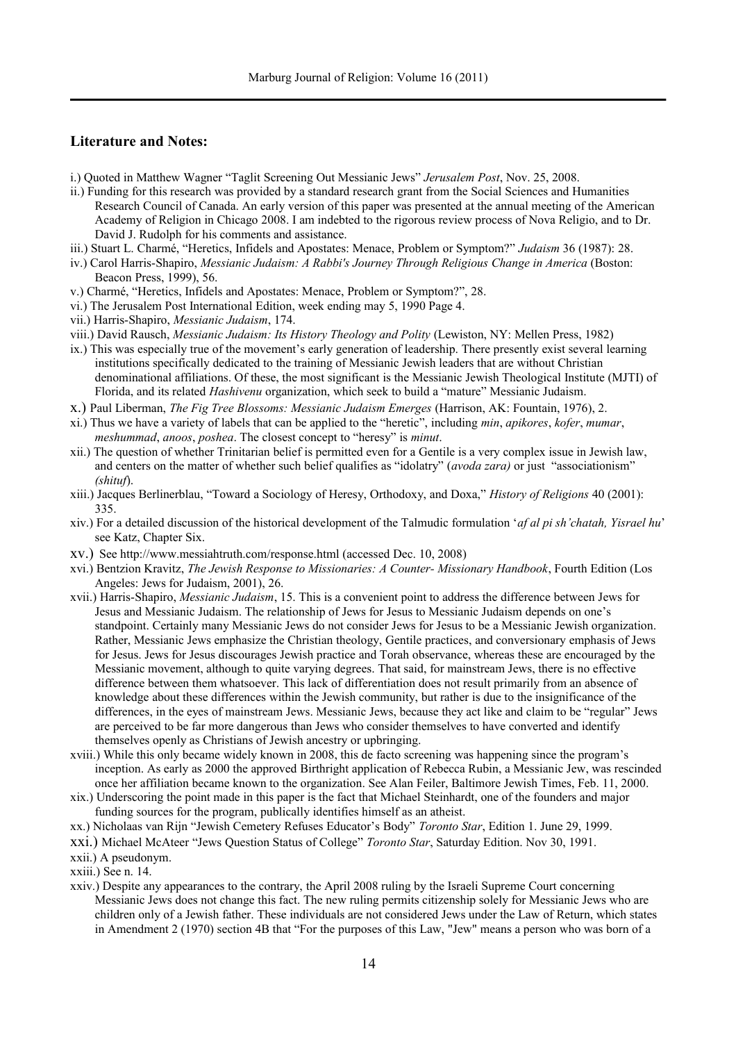## Literature and Notes:

i.) Quoted in Matthew Wagner "Taglit Screening Out Messianic Jews" *Jerusalem Post*, Nov. 25, 2008.

ii.) Funding for this research was provided by a standard research grant from the Social Sciences and Humanities Research Council of Canada. An early version of this paper was presented at the annual meeting of the American Academy of Religion in Chicago 2008. I am indebted to the rigorous review process of Nova Religio, and to Dr. David J. Rudolph for his comments and assistance.

iii.) Stuart L. Charmé, "Heretics, Infidels and Apostates: Menace, Problem or Symptom?" *Judaism* 36 (1987): 28.

iv.) Carol Harris-Shapiro, *Messianic Judaism: A Rabbi's Journey Through Religious Change in America* (Boston: Beacon Press, 1999), 56.

v.) Charmé, "Heretics, Infidels and Apostates: Menace, Problem or Symptom?", 28.

vi.) The Jerusalem Post International Edition, week ending may 5, 1990 Page 4.

vii.) Harris-Shapiro, *Messianic Judaism*, 174.

viii.) David Rausch, *Messianic Judaism: Its History Theology and Polity* (Lewiston, NY: Mellen Press, 1982)

ix.) This was especially true of the movement's early generation of leadership. There presently exist several learning institutions specifically dedicated to the training of Messianic Jewish leaders that are without Christian denominational affiliations. Of these, the most significant is the Messianic Jewish Theological Institute (MJTI) of Florida, and its related *Hashivenu* organization, which seek to build a "mature" Messianic Judaism.

x.) Paul Liberman, *The Fig Tree Blossoms: Messianic Judaism Emerges* (Harrison, AK: Fountain, 1976), 2.

xi.) Thus we have a variety of labels that can be applied to the "heretic", including *min*, *apikores*, *kofer*, *mumar*, *meshummad*, *anoos*, *poshea*. The closest concept to "heresy" is *minut*.

xii.) The question of whether Trinitarian belief is permitted even for a Gentile is a very complex issue in Jewish law, and centers on the matter of whether such belief qualifies as "idolatry" (*avoda zara)* or just "associationism" *(shituf*).

xiii.) Jacques Berlinerblau, "Toward a Sociology of Heresy, Orthodoxy, and Doxa," *History of Religions* 40 (2001): 335.

xiv.) For a detailed discussion of the historical development of the Talmudic formulation '*af al pi sh'chatah, Yisrael hu*' see Katz, Chapter Six.

xv.) See http://www.messiahtruth.com/response.html (accessed Dec. 10, 2008)

xvi.) Bentzion Kravitz, *The Jewish Response to Missionaries: A Counter- Missionary Handbook*, Fourth Edition (Los Angeles: Jews for Judaism, 2001), 26.

xvii.) Harris-Shapiro, *Messianic Judaism*, 15. This is a convenient point to address the difference between Jews for Jesus and Messianic Judaism. The relationship of Jews for Jesus to Messianic Judaism depends on one's standpoint. Certainly many Messianic Jews do not consider Jews for Jesus to be a Messianic Jewish organization. Rather, Messianic Jews emphasize the Christian theology, Gentile practices, and conversionary emphasis of Jews for Jesus. Jews for Jesus discourages Jewish practice and Torah observance, whereas these are encouraged by the Messianic movement, although to quite varying degrees. That said, for mainstream Jews, there is no effective difference between them whatsoever. This lack of differentiation does not result primarily from an absence of knowledge about these differences within the Jewish community, but rather is due to the insignificance of the differences, in the eyes of mainstream Jews. Messianic Jews, because they act like and claim to be "regular" Jews are perceived to be far more dangerous than Jews who consider themselves to have converted and identify themselves openly as Christians of Jewish ancestry or upbringing.

xviii.) While this only became widely known in 2008, this de facto screening was happening since the program's inception. As early as 2000 the approved Birthright application of Rebecca Rubin, a Messianic Jew, was rescinded once her affiliation became known to the organization. See Alan Feiler, Baltimore Jewish Times, Feb. 11, 2000.

xix.) Underscoring the point made in this paper is the fact that Michael Steinhardt, one of the founders and major funding sources for the program, publically identifies himself as an atheist.

xx.) Nicholaas van Rijn "Jewish Cemetery Refuses Educator's Body" *Toronto Star*, Edition 1. June 29, 1999.

xxi.) Michael McAteer "Jews Question Status of College" *Toronto Star*, Saturday Edition. Nov 30, 1991.

xxii.) A pseudonym.

xxiii.) See n. 14.

xxiv.) Despite any appearances to the contrary, the April 2008 ruling by the Israeli Supreme Court concerning Messianic Jews does not change this fact. The new ruling permits citizenship solely for Messianic Jews who are children only of a Jewish father. These individuals are not considered Jews under the Law of Return, which states in Amendment 2 (1970) section 4B that "For the purposes of this Law, "Jew" means a person who was born of a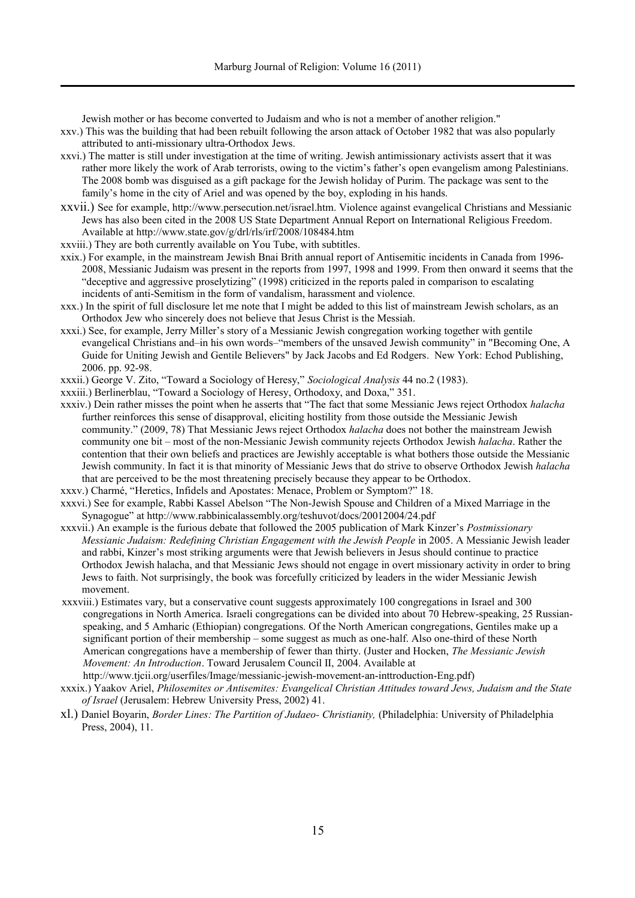Jewish mother or has become converted to Judaism and who is not a member of another religion."

xxv.) This was the building that had been rebuilt following the arson attack of October 1982 that was also popularly attributed to anti-missionary ultra-Orthodox Jews.

xxvi.) The matter is still under investigation at the time of writing. Jewish antimissionary activists assert that it was rather more likely the work of Arab terrorists, owing to the victim's father's open evangelism among Palestinians. The 2008 bomb was disguised as a gift package for the Jewish holiday of Purim. The package was sent to the family's home in the city of Ariel and was opened by the boy, exploding in his hands.

xxvii.) See for example, http://www.persecution.net/israel.htm. Violence against evangelical Christians and Messianic Jews has also been cited in the 2008 US State Department Annual Report on International Religious Freedom. Available at http://www.state.gov/g/drl/rls/irf/2008/108484.htm

xxviii.) They are both currently available on You Tube, with subtitles.

xxix.) For example, in the mainstream Jewish Bnai Brith annual report of Antisemitic incidents in Canada from 1996-2008, Messianic Judaism was present in the reports from 1997, 1998 and 1999. From then onward it seems that the "deceptive and aggressive proselytizing" (1998) criticized in the reports paled in comparison to escalating incidents of anti-Semitism in the form of vandalism, harassment and violence.

xxx.) In the spirit of full disclosure let me note that I might be added to this list of mainstream Jewish scholars, as an Orthodox Jew who sincerely does not believe that Jesus Christ is the Messiah.

xxxi.) See, for example, Jerry Miller's story of a Messianic Jewish congregation working together with gentile evangelical Christians and–in his own words–"members of the unsaved Jewish community" in "Becoming One, A Guide for Uniting Jewish and Gentile Believers" by Jack Jacobs and Ed Rodgers. New York: Echod Publishing, 2006. pp. 92-98.

xxxii.) George V. Zito, "Toward a Sociology of Heresy," *Sociological Analysis* 44 no.2 (1983).

xxxiii.) Berlinerblau, "Toward a Sociology of Heresy, Orthodoxy, and Doxa," 351.

xxxiv.) Dein rather misses the point when he asserts that "The fact that some Messianic Jews reject Orthodox *halacha* further reinforces this sense of disapproval, eliciting hostility from those outside the Messianic Jewish community." (2009, 78) That Messianic Jews reject Orthodox *halacha* does not bother the mainstream Jewish community one bit – most of the non-Messianic Jewish community rejects Orthodox Jewish *halacha*. Rather the contention that their own beliefs and practices are Jewishly acceptable is what bothers those outside the Messianic Jewish community. In fact it is that minority of Messianic Jews that do strive to observe Orthodox Jewish *halacha* that are perceived to be the most threatening precisely because they appear to be Orthodox.

xxxv.) Charmé, "Heretics, Infidels and Apostates: Menace, Problem or Symptom?" 18.

xxxvi.) See for example, Rabbi Kassel Abelson "The Non-Jewish Spouse and Children of a Mixed Marriage in the Synagogue" at http://www.rabbinicalassembly.org/teshuvot/docs/20012004/24.pdf

xxxvii.) An example is the furious debate that followed the 2005 publication of Mark Kinzer's *Postmissionary Messianic Judaism: Redefining Christian Engagement with the Jewish People* in 2005. A Messianic Jewish leader and rabbi, Kinzer's most striking arguments were that Jewish believers in Jesus should continue to practice Orthodox Jewish halacha, and that Messianic Jews should not engage in overt missionary activity in order to bring Jews to faith. Not surprisingly, the book was forcefully criticized by leaders in the wider Messianic Jewish movement.

xxxviii.) Estimates vary, but a conservative count suggests approximately 100 congregations in Israel and 300 congregations in North America. Israeli congregations can be divided into about 70 Hebrew-speaking, 25 Russian-speaking, and 5 Amharic (Ethiopian) congregations. Of the North American congregations, Gentiles make up a significant portion of their membership – some suggest as much as one-half. Also one-third of these North American congregations have a membership of fewer than thirty. (Juster and Hocken, *The Messianic Jewish Movement: An Introduction*. Toward Jerusalem Council II, 2004. Available at http://www.tjcii.org/userfiles/Image/messianic-jewish-movement-an-inttroduction-Eng.pdf)

xxxix.) Yaakov Ariel, *Philosemites or Antisemites: Evangelical Christian Attitudes toward Jews, Judaism and the State of Israel* (Jerusalem: Hebrew University Press, 2002) 41.

xl.) Daniel Boyarin, *Border Lines: The Partition of Judaeo- Christianity,* (Philadelphia: University of Philadelphia Press, 2004), 11.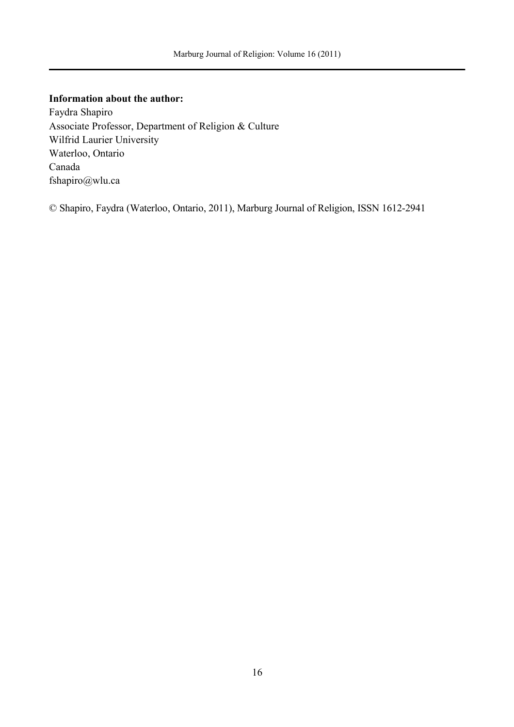**Information about the author:**

Faydra Shapiro
Associate Professor, Department of Religion & Culture
Wilfrid Laurier University
Waterloo, Ontario
Canada
fshapiro@wlu.ca

© Shapiro, Faydra (Waterloo, Ontario, 2011), Marburg Journal of Religion, ISSN 1612-2941